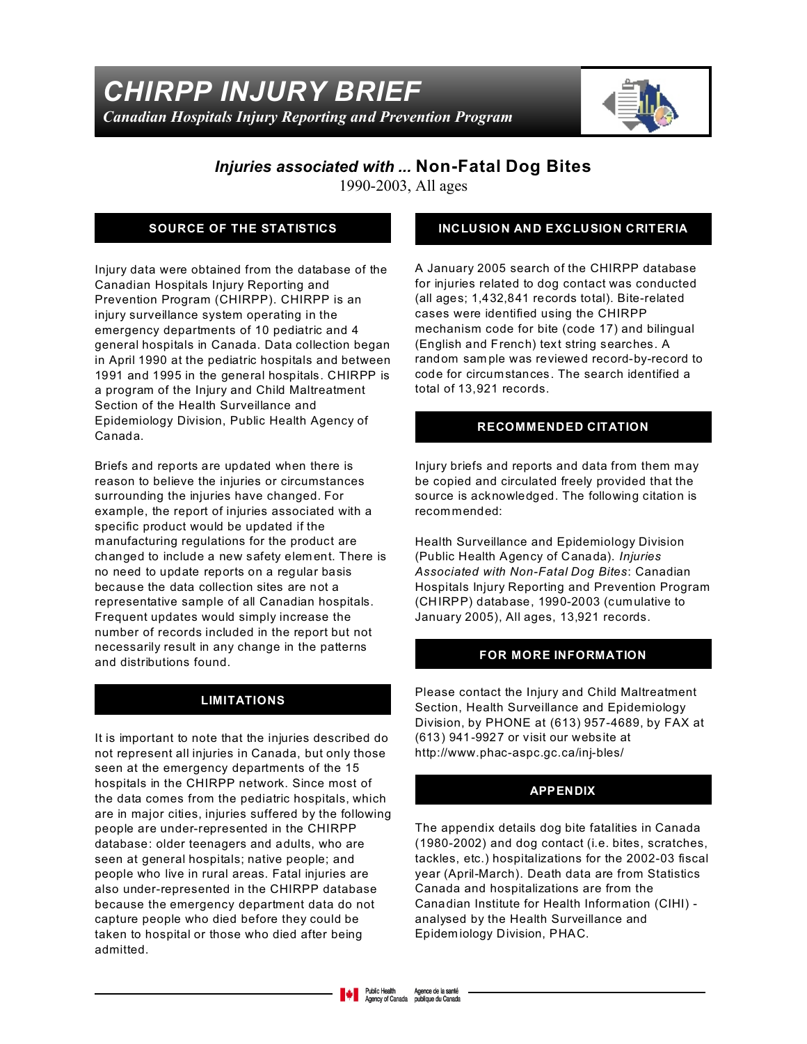# CHIRPP INJURY BRIEF

*Canadian Hospitals Injury Reporting and Prevention Program*

## *Injuries associated with ...* Non-Fatal Dog Bites

1990-2003, All ages

### SOURCE OF THE STATISTICS

Injury data were obtained from the database of the Canadian Hospitals Injury Reporting and Prevention Program (CHIRPP). CHIRPP is an injury surveillance system operating in the emergency departments of 10 pediatric and 4 general hospitals in Canada. Data collection began in April 1990 at the pediatric hospitals and between 1991 and 1995 in the general hospitals. CHIRPP is a program of the Injury and Child Maltreatment Section of the Health Surveillance and Epidemiology Division, Public Health Agency of Canada.

Briefs and reports are updated when there is reason to believe the injuries or circumstances surrounding the injuries have changed. For example, the report of injuries associated with a specific product would be updated if the manufacturing regulations for the product are changed to include a new safety element. There is no need to update reports on a regular basis because the data collection sites are not a representative sample of all Canadian hospitals. Frequent updates would simply increase the number of records included in the report but not necessarily result in any change in the patterns and distributions found.

### LIMITATIONS

It is important to note that the injuries described do not represent all injuries in Canada, but only those seen at the emergency departments of the 15 hospitals in the CHIRPP network. Since most of the data comes from the pediatric hospitals, which are in major cities, injuries suffered by the following people are under-represented in the CHIRPP database: older teenagers and adults, who are seen at general hospitals; native people; and people who live in rural areas. Fatal injuries are also under-represented in the CHIRPP database because the emergency department data do not capture people who died before they could be taken to hospital or those who died after being admitted.

### INCLUSION AND EXCLUSION CRITERIA

A January 2005 search of the CHIRPP database for injuries related to dog contact was conducted (all ages; 1,432,841 records total). Bite-related cases were identified using the CHIRPP mechanism code for bite (code 17) and bilingual (English and French) text string searches. A random sample was reviewed record-by-record to code for circumstances. The search identified a total of 13,921 records.

### RECOMMENDED CITATION

Injury briefs and reports and data from them may be copied and circulated freely provided that the source is acknowledged. The following citation is recommended:

Health Surveillance and Epidemiology Division (Public Health Agency of Canada). *Injuries Associated with Non-Fatal Dog Bites*: Canadian Hospitals Injury Reporting and Prevention Program (CHIRPP) database, 1990-2003 (cumulative to January 2005), All ages, 13,921 records.

### FOR MORE INFORMATION

Please contact the Injury and Child Maltreatment Section, Health Surveillance and Epidemiology Division, by PHONE at (613) 957-4689, by FAX at (613) 941-9927 or visit our website at http://www.phac-aspc.gc.ca/inj-bles/

### APPENDIX

The appendix details dog bite fatalities in Canada (1980-2002) and dog contact (i.e. bites, scratches, tackles, etc.) hospitalizations for the 2002-03 fiscal year (April-March). Death data are from Statistics Canada and hospitalizations are from the Canadian Institute for Health Information (CIHI) - analysed by the Health Surveillance and Epidemiology Division, PHAC.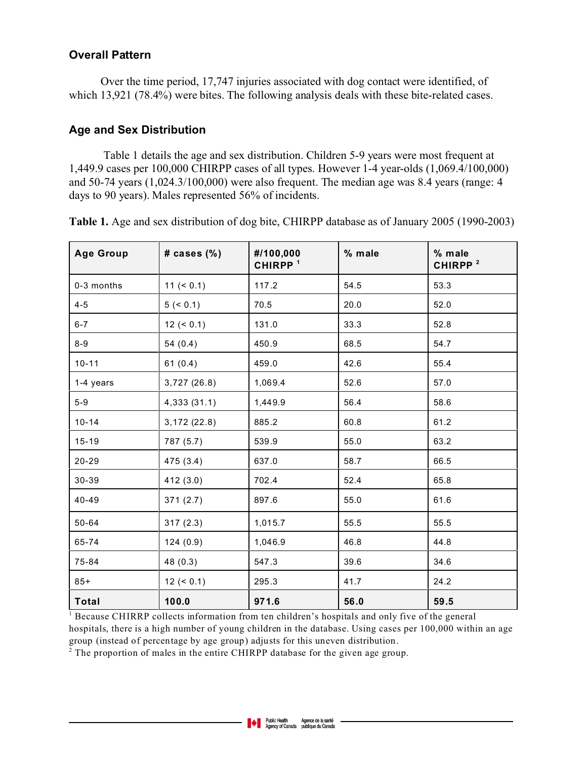## Overall Pattern

Over the time period, 17,747 injuries associated with dog contact were identified, of which 13,921 (78.4%) were bites. The following analysis deals with these bite-related cases.

## Age and Sex Distribution

Table 1 details the age and sex distribution. Children 5-9 years were most frequent at 1,449.9 cases per 100,000 CHIRPP cases of all types. However 1-4 year-olds (1,069.4/100,000) and 50-74 years (1,024.3/100,000) were also frequent. The median age was 8.4 years (range: 4 days to 90 years). Males represented 56% of incidents.

**Table 1.** Age and sex distribution of dog bite, CHIRPP database as of January 2005 (1990-2003)

| Age Group | # cases (%) | #/100,000 CHIRPP [1] | % male | % male CHIRPP [2] |
|---|---|---|---|---|
| 0-3 months | 11 (< 0.1) | 117.2 | 54.5 | 53.3 |
| 4-5 | 5 (< 0.1) | 70.5 | 20.0 | 52.0 |
| 6-7 | 12 (< 0.1) | 131.0 | 33.3 | 52.8 |
| 8-9 | 54 (0.4) | 450.9 | 68.5 | 54.7 |
| 10-11 | 61 (0.4) | 459.0 | 42.6 | 55.4 |
| 1-4 years | 3,727 (26.8) | 1,069.4 | 52.6 | 57.0 |
| 5-9 | 4,333 (31.1) | 1,449.9 | 56.4 | 58.6 |
| 10-14 | 3,172 (22.8) | 885.2 | 60.8 | 61.2 |
| 15-19 | 787 (5.7) | 539.9 | 55.0 | 63.2 |
| 20-29 | 475 (3.4) | 637.0 | 58.7 | 66.5 |
| 30-39 | 412 (3.0) | 702.4 | 52.4 | 65.8 |
| 40-49 | 371 (2.7) | 897.6 | 55.0 | 61.6 |
| 50-64 | 317 (2.3) | 1,015.7 | 55.5 | 55.5 |
| 65-74 | 124 (0.9) | 1,046.9 | 46.8 | 44.8 |
| 75-84 | 48 (0.3) | 547.3 | 39.6 | 34.6 |
| 85+ | 12 (< 0.1) | 295.3 | 41.7 | 24.2 |
| **Total** | **100.0** | **971.6** | **56.0** | **59.5** |

[1] Because CHIRRP collects information from ten children's hospitals and only five of the general hospitals, there is a high number of young children in the database. Using cases per 100,000 within an age group (instead of percentage by age group) adjusts for this uneven distribution.

[2] The proportion of males in the entire CHIRPP database for the given age group.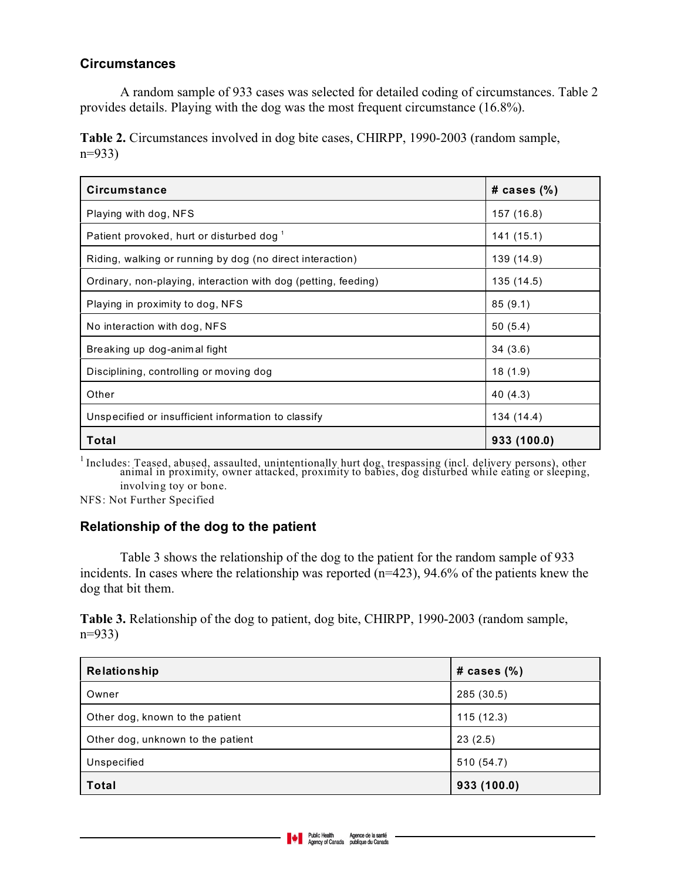## Circumstances

A random sample of 933 cases was selected for detailed coding of circumstances. Table 2 provides details. Playing with the dog was the most frequent circumstance (16.8%).

**Table 2.** Circumstances involved in dog bite cases, CHIRPP, 1990-2003 (random sample, n=933)

| Circumstance | # cases (%) |
|---|---|
| Playing with dog, NFS | 157 (16.8) |
| Patient provoked, hurt or disturbed dog [1] | 141 (15.1) |
| Riding, walking or running by dog (no direct interaction) | 139 (14.9) |
| Ordinary, non-playing, interaction with dog (petting, feeding) | 135 (14.5) |
| Playing in proximity to dog, NFS | 85 (9.1) |
| No interaction with dog, NFS | 50 (5.4) |
| Breaking up dog-animal fight | 34 (3.6) |
| Disciplining, controlling or moving dog | 18 (1.9) |
| Other | 40 (4.3) |
| Unspecified or insufficient information to classify | 134 (14.4) |
| **Total** | **933 (100.0)** |

[1] Includes: Teased, abused, assaulted, unintentionally hurt dog, trespassing (incl. delivery persons), other animal in proximity, owner attacked, proximity to babies, dog disturbed while eating or sleeping, involving toy or bone.

NFS: Not Further Specified

## Relationship of the dog to the patient

Table 3 shows the relationship of the dog to the patient for the random sample of 933 incidents. In cases where the relationship was reported (n=423), 94.6% of the patients knew the dog that bit them.

**Table 3.** Relationship of the dog to patient, dog bite, CHIRPP, 1990-2003 (random sample, n=933)

| Relationship | # cases (%) |
|---|---|
| Owner | 285 (30.5) |
| Other dog, known to the patient | 115 (12.3) |
| Other dog, unknown to the patient | 23 (2.5) |
| Unspecified | 510 (54.7) |
| **Total** | **933 (100.0)** |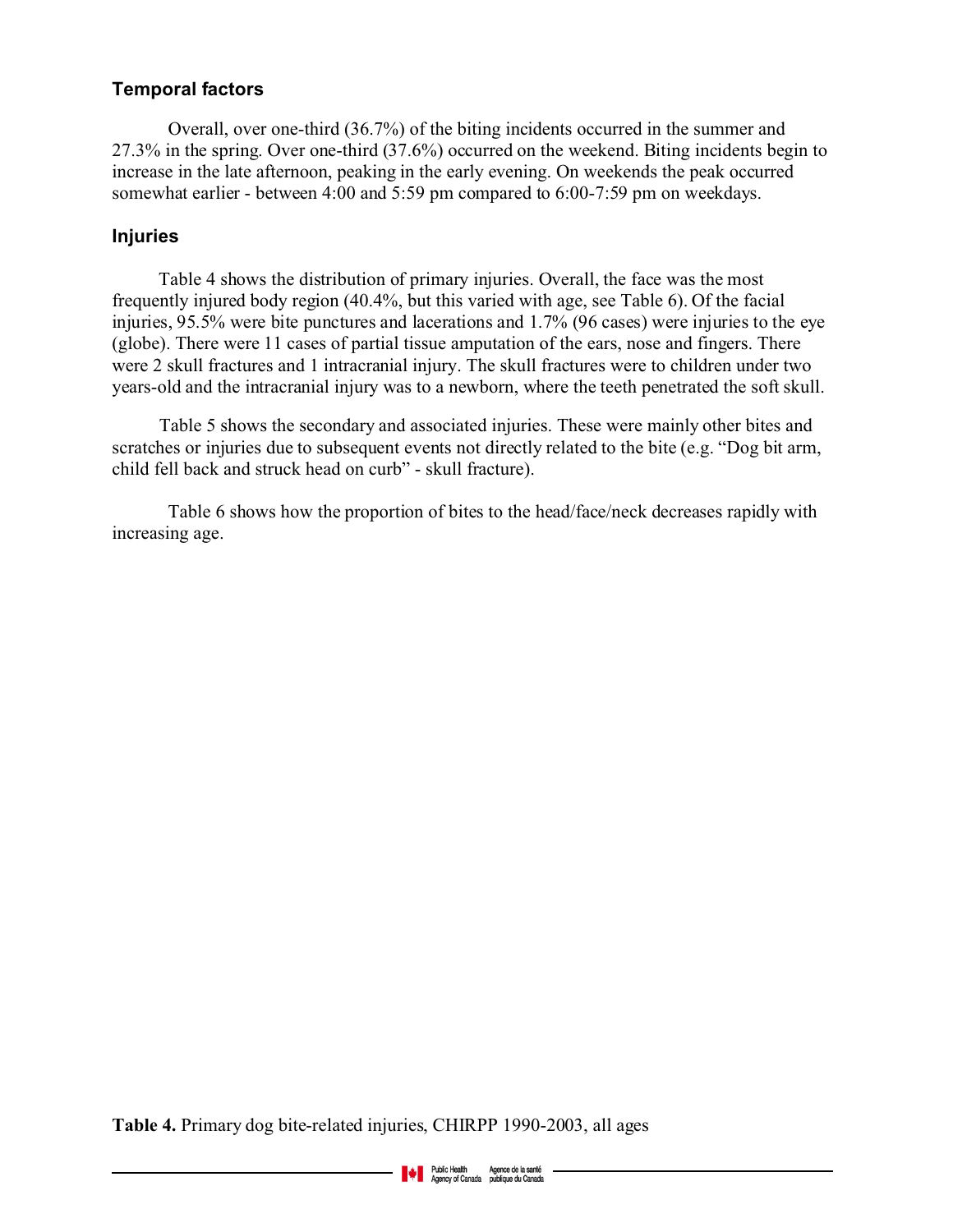## Temporal factors

Overall, over one-third (36.7%) of the biting incidents occurred in the summer and 27.3% in the spring. Over one-third (37.6%) occurred on the weekend. Biting incidents begin to increase in the late afternoon, peaking in the early evening. On weekends the peak occurred somewhat earlier - between 4:00 and 5:59 pm compared to 6:00-7:59 pm on weekdays.

## Injuries

Table 4 shows the distribution of primary injuries. Overall, the face was the most frequently injured body region (40.4%, but this varied with age, see Table 6). Of the facial injuries, 95.5% were bite punctures and lacerations and 1.7% (96 cases) were injuries to the eye (globe). There were 11 cases of partial tissue amputation of the ears, nose and fingers. There were 2 skull fractures and 1 intracranial injury. The skull fractures were to children under two years-old and the intracranial injury was to a newborn, where the teeth penetrated the soft skull.

Table 5 shows the secondary and associated injuries. These were mainly other bites and scratches or injuries due to subsequent events not directly related to the bite (e.g. "Dog bit arm, child fell back and struck head on curb" - skull fracture).

Table 6 shows how the proportion of bites to the head/face/neck decreases rapidly with increasing age.

**Table 4.** Primary dog bite-related injuries, CHIRPP 1990-2003, all ages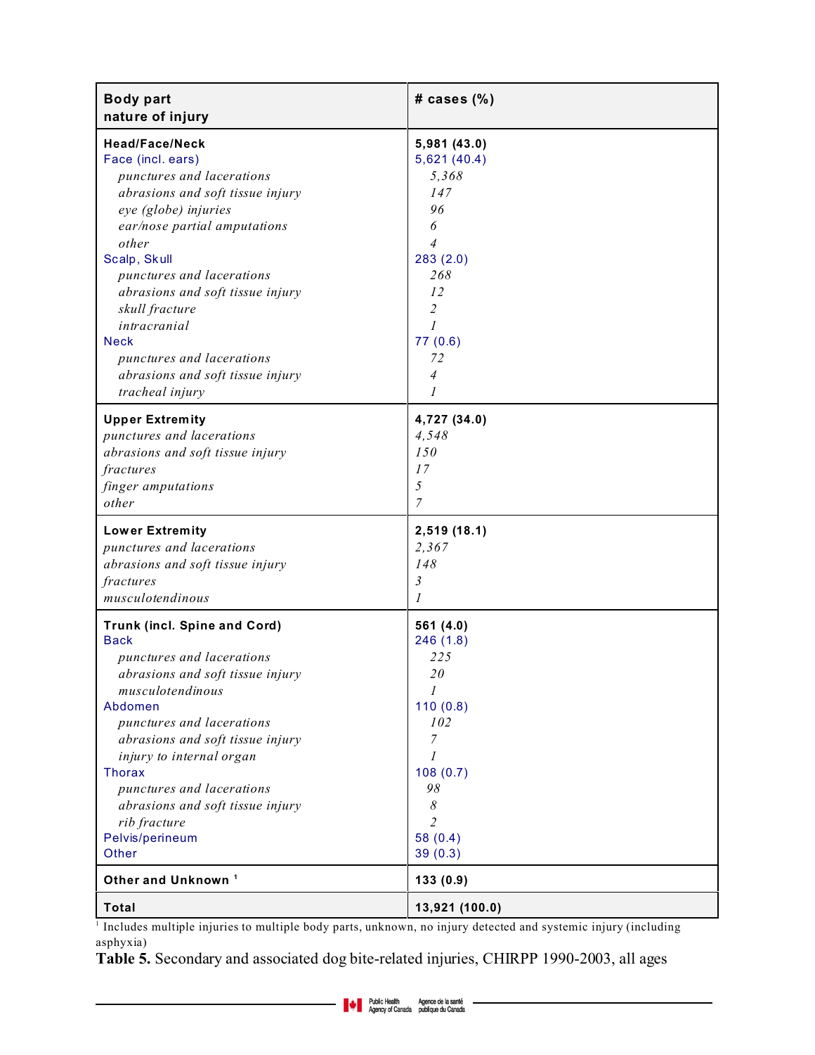| Body part<br>nature of injury | # cases (%) |
|---|---|
| **Head/Face/Neck** | **5,981 (43.0)** |
| Face (incl. ears) | 5,621 (40.4) |
| *punctures and lacerations* | *5,368* |
| *abrasions and soft tissue injury* | *147* |
| *eye (globe) injuries* | *96* |
| *ear/nose partial amputations* | *6* |
| *other* | *4* |
| Scalp, Skull | 283 (2.0) |
| *punctures and lacerations* | *268* |
| *abrasions and soft tissue injury* | *12* |
| *skull fracture* | *2* |
| *intracranial* | *1* |
| Neck | 77 (0.6) |
| *punctures and lacerations* | *72* |
| *abrasions and soft tissue injury* | *4* |
| *tracheal injury* | *1* |
| **Upper Extremity** | **4,727 (34.0)** |
| *punctures and lacerations* | *4,548* |
| *abrasions and soft tissue injury* | *150* |
| *fractures* | *17* |
| *finger amputations* | *5* |
| *other* | *7* |
| **Lower Extremity** | **2,519 (18.1)** |
| *punctures and lacerations* | *2,367* |
| *abrasions and soft tissue injury* | *148* |
| *fractures* | *3* |
| *musculotendinous* | *1* |
| **Trunk (incl. Spine and Cord)** | **561 (4.0)** |
| Back | 246 (1.8) |
| *punctures and lacerations* | *225* |
| *abrasions and soft tissue injury* | *20* |
| *musculotendinous* | *1* |
| Abdomen | 110 (0.8) |
| *punctures and lacerations* | *102* |
| *abrasions and soft tissue injury* | *7* |
| *injury to internal organ* | *1* |
| Thorax | 108 (0.7) |
| *punctures and lacerations* | *98* |
| *abrasions and soft tissue injury* | *8* |
| *rib fracture* | *2* |
| Pelvis/perineum | 58 (0.4) |
| Other | 39 (0.3) |
| **Other and Unknown** [1] | **133 (0.9)** |
| **Total** | **13,921 (100.0)** |

[1] Includes multiple injuries to multiple body parts, unknown, no injury detected and systemic injury (including asphyxia)

**Table 5.** Secondary and associated dog bite-related injuries, CHIRPP 1990-2003, all ages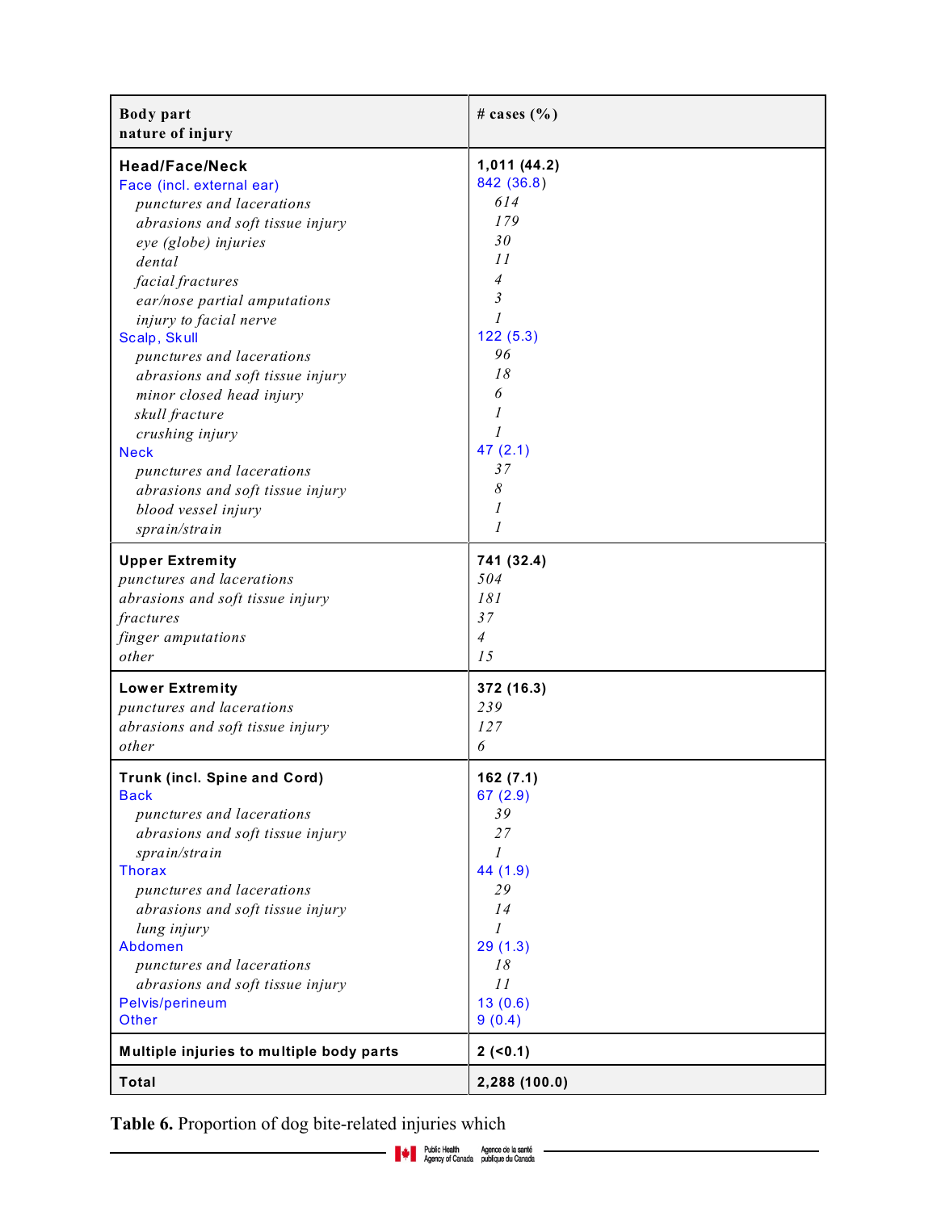| Body part<br>nature of injury | # cases (%) |
|---|---|
| **Head/Face/Neck** | **1,011 (44.2)** |
| Face (incl. external ear) | 842 (36.8) |
| *punctures and lacerations* | *614* |
| *abrasions and soft tissue injury* | *179* |
| *eye (globe) injuries* | *30* |
| *dental* | *11* |
| *facial fractures* | *4* |
| *ear/nose partial amputations* | *3* |
| *injury to facial nerve* | *1* |
| Scalp, Skull | 122 (5.3) |
| *punctures and lacerations* | *96* |
| *abrasions and soft tissue injury* | *18* |
| *minor closed head injury* | *6* |
| *skull fracture* | *1* |
| *crushing injury* | *1* |
| Neck | 47 (2.1) |
| *punctures and lacerations* | *37* |
| *abrasions and soft tissue injury* | *8* |
| *blood vessel injury* | *1* |
| *sprain/strain* | *1* |
| **Upper Extremity** | **741 (32.4)** |
| *punctures and lacerations* | *504* |
| *abrasions and soft tissue injury* | *181* |
| *fractures* | *37* |
| *finger amputations* | *4* |
| *other* | *15* |
| **Lower Extremity** | **372 (16.3)** |
| *punctures and lacerations* | *239* |
| *abrasions and soft tissue injury* | *127* |
| *other* | *6* |
| **Trunk (incl. Spine and Cord)** | **162 (7.1)** |
| Back | 67 (2.9) |
| *punctures and lacerations* | *39* |
| *abrasions and soft tissue injury* | *27* |
| *sprain/strain* | *1* |
| Thorax | 44 (1.9) |
| *punctures and lacerations* | *29* |
| *abrasions and soft tissue injury* | *14* |
| *lung injury* | *1* |
| Abdomen | 29 (1.3) |
| *punctures and lacerations* | *18* |
| *abrasions and soft tissue injury* | *11* |
| Pelvis/perineum | 13 (0.6) |
| Other | 9 (0.4) |
| **Multiple injuries to multiple body parts** | **2 (<0.1)** |
| **Total** | **2,288 (100.0)** |

**Table 6.** Proportion of dog bite-related injuries which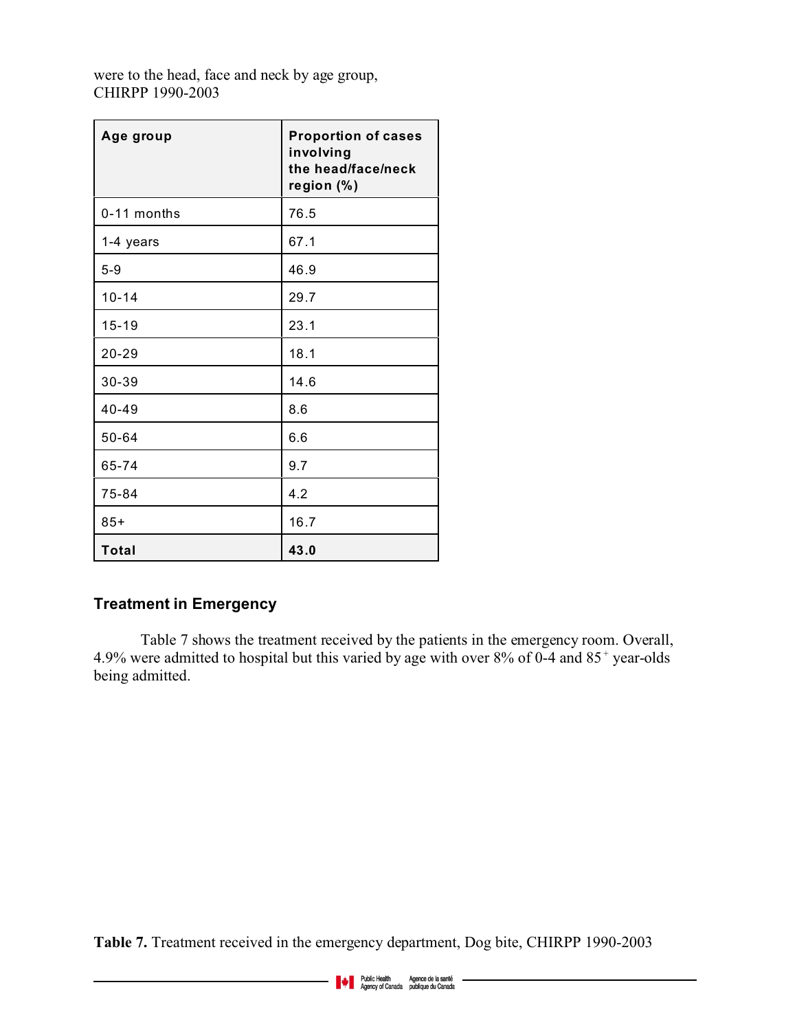were to the head, face and neck by age group, CHIRPP 1990-2003

| Age group | Proportion of cases involving the head/face/neck region (%) |
| --- | --- |
| 0-11 months | 76.5 |
| 1-4 years | 67.1 |
| 5-9 | 46.9 |
| 10-14 | 29.7 |
| 15-19 | 23.1 |
| 20-29 | 18.1 |
| 30-39 | 14.6 |
| 40-49 | 8.6 |
| 50-64 | 6.6 |
| 65-74 | 9.7 |
| 75-84 | 4.2 |
| 85+ | 16.7 |
| **Total** | **43.0** |

### Treatment in Emergency

Table 7 shows the treatment received by the patients in the emergency room. Overall, 4.9% were admitted to hospital but this varied by age with over 8% of 0-4 and 85$^{+}$ year-olds being admitted.

**Table 7.** Treatment received in the emergency department, Dog bite, CHIRPP 1990-2003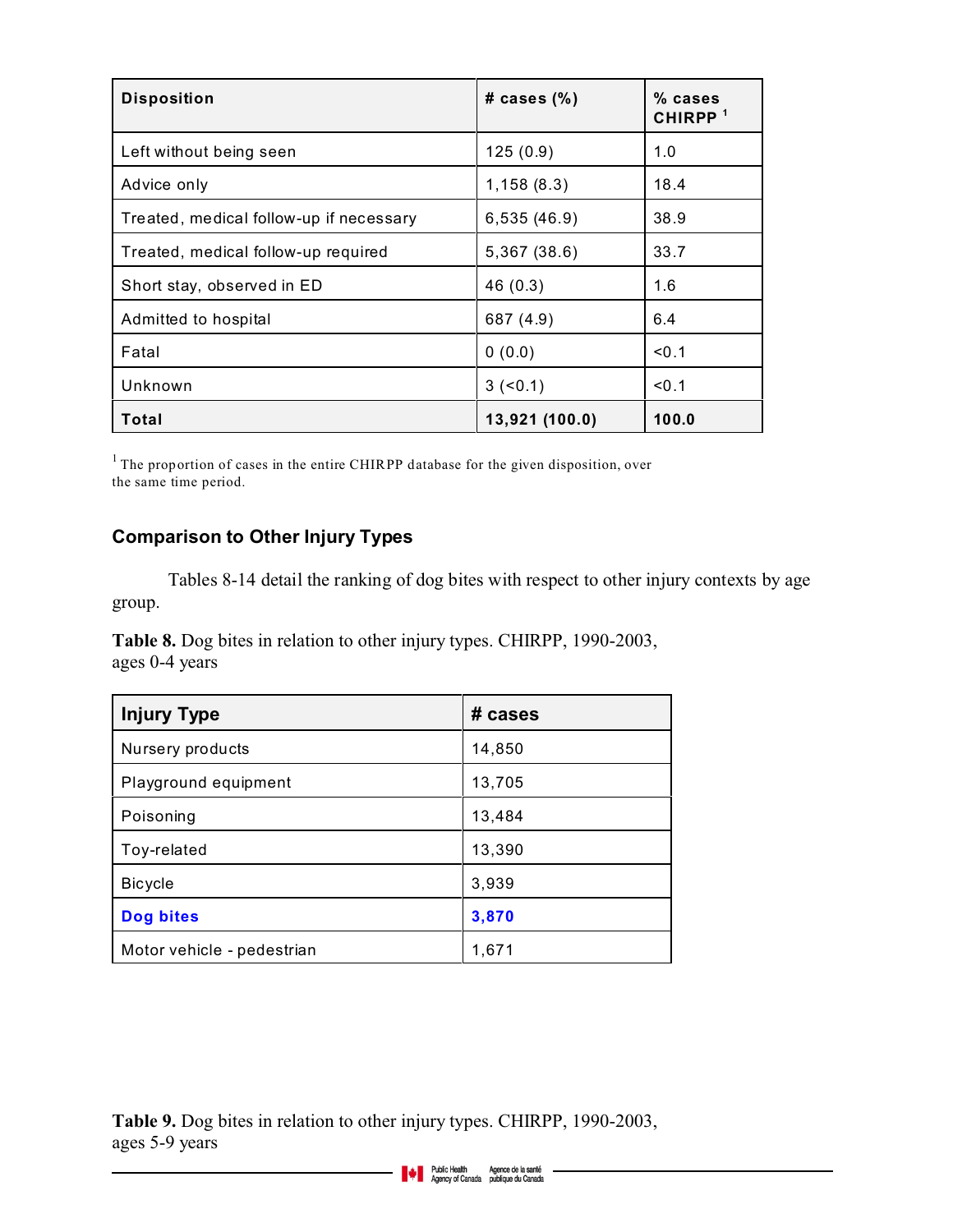| Disposition | # cases (%) | % cases CHIRPP [1] |
|---|---|---|
| Left without being seen | 125 (0.9) | 1.0 |
| Advice only | 1,158 (8.3) | 18.4 |
| Treated, medical follow-up if necessary | 6,535 (46.9) | 38.9 |
| Treated, medical follow-up required | 5,367 (38.6) | 33.7 |
| Short stay, observed in ED | 46 (0.3) | 1.6 |
| Admitted to hospital | 687 (4.9) | 6.4 |
| Fatal | 0 (0.0) | <0.1 |
| Unknown | 3 (<0.1) | <0.1 |
| **Total** | **13,921 (100.0)** | **100.0** |

[1] The proportion of cases in the entire CHIRPP database for the given disposition, over the same time period.

### Comparison to Other Injury Types

Tables 8-14 detail the ranking of dog bites with respect to other injury contexts by age group.

**Table 8.** Dog bites in relation to other injury types. CHIRPP, 1990-2003, ages 0-4 years

| Injury Type | # cases |
|---|---|
| Nursery products | 14,850 |
| Playground equipment | 13,705 |
| Poisoning | 13,484 |
| Toy-related | 13,390 |
| Bicycle | 3,939 |
| **Dog bites** | **3,870** |
| Motor vehicle - pedestrian | 1,671 |

**Table 9.** Dog bites in relation to other injury types. CHIRPP, 1990-2003, ages 5-9 years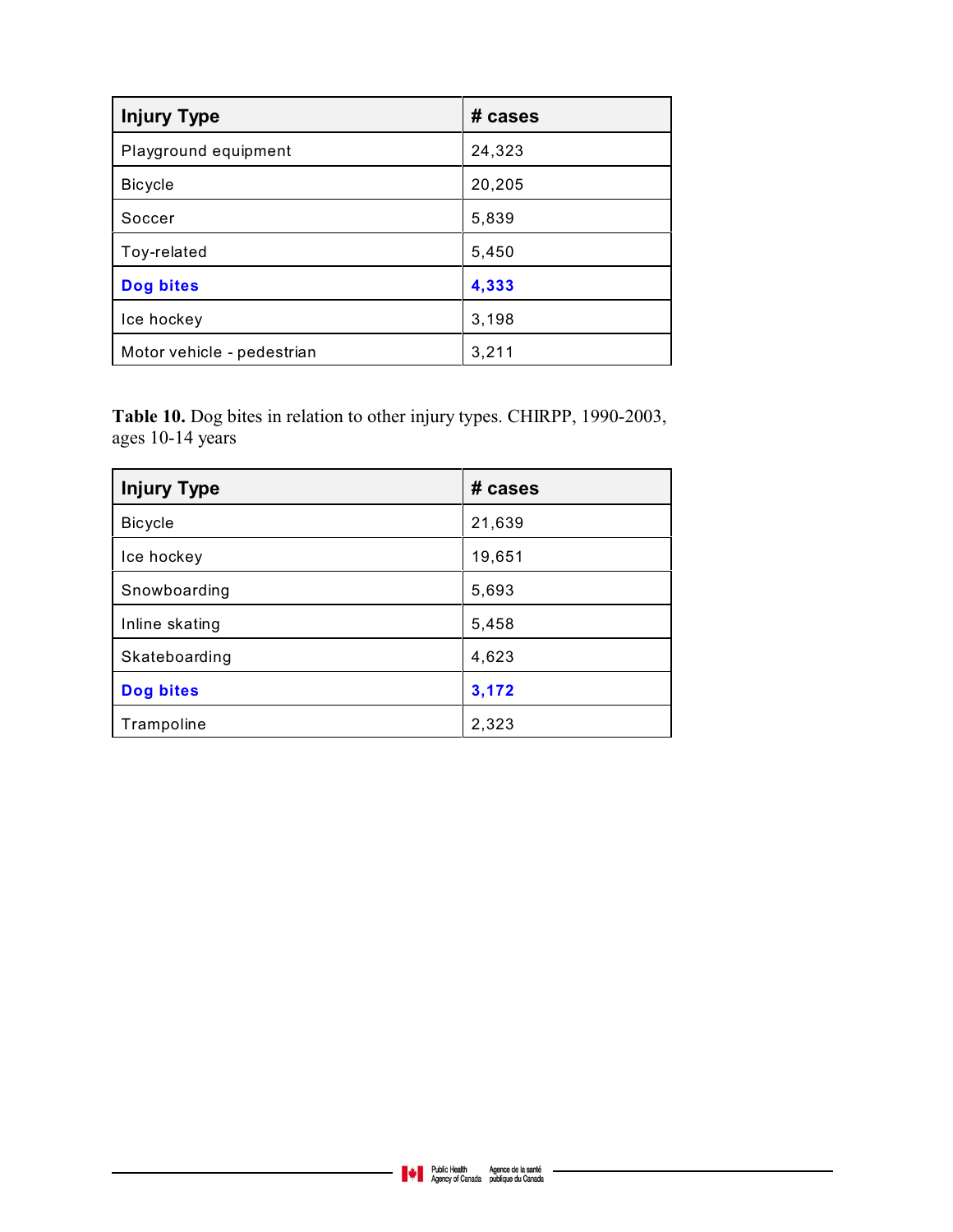| Injury Type | # cases |
|---|---|
| Playground equipment | 24,323 |
| Bicycle | 20,205 |
| Soccer | 5,839 |
| Toy-related | 5,450 |
| **Dog bites** | **4,333** |
| Ice hockey | 3,198 |
| Motor vehicle - pedestrian | 3,211 |

**Table 10.** Dog bites in relation to other injury types. CHIRPP, 1990-2003, ages 10-14 years

| Injury Type | # cases |
|---|---|
| Bicycle | 21,639 |
| Ice hockey | 19,651 |
| Snowboarding | 5,693 |
| Inline skating | 5,458 |
| Skateboarding | 4,623 |
| **Dog bites** | **3,172** |
| Trampoline | 2,323 |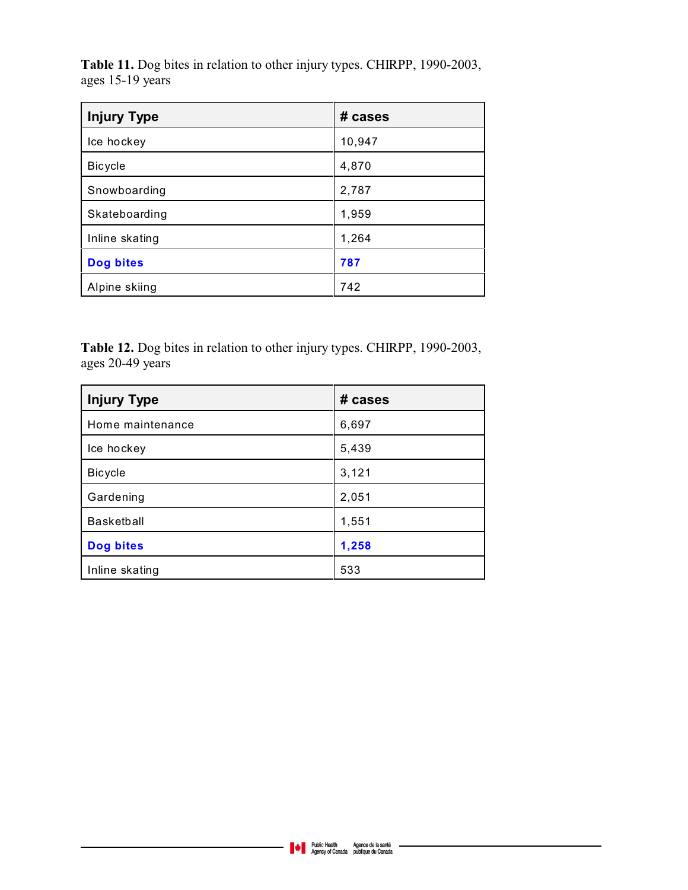**Table 11.** Dog bites in relation to other injury types. CHIRPP, 1990-2003, ages 15-19 years

| Injury Type | # cases |
|---|---|
| Ice hockey | 10,947 |
| Bicycle | 4,870 |
| Snowboarding | 2,787 |
| Skateboarding | 1,959 |
| Inline skating | 1,264 |
| **Dog bites** | **787** |
| Alpine skiing | 742 |

**Table 12.** Dog bites in relation to other injury types. CHIRPP, 1990-2003, ages 20-49 years

| Injury Type | # cases |
|---|---|
| Home maintenance | 6,697 |
| Ice hockey | 5,439 |
| Bicycle | 3,121 |
| Gardening | 2,051 |
| Basketball | 1,551 |
| **Dog bites** | **1,258** |
| Inline skating | 533 |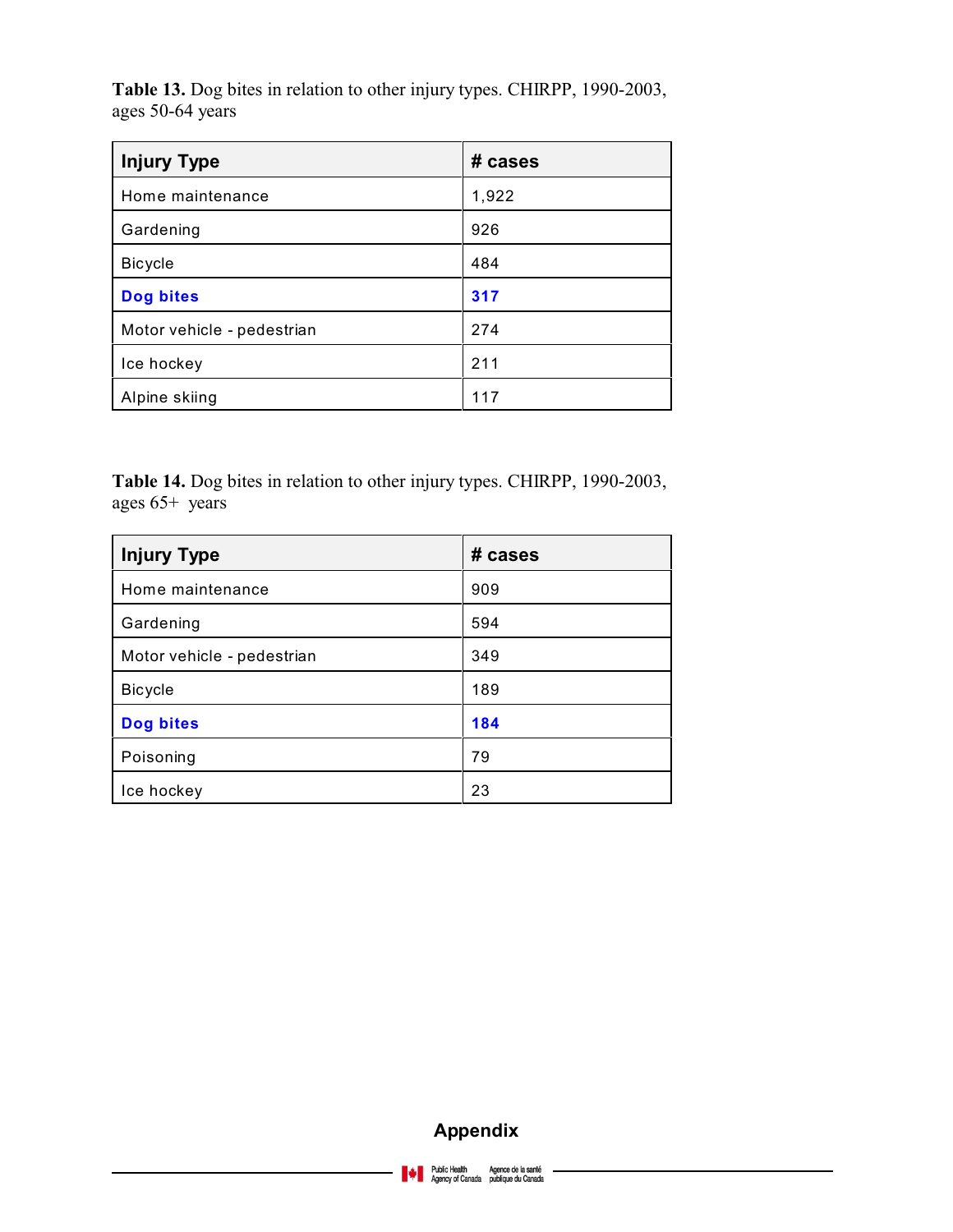**Table 13.** Dog bites in relation to other injury types. CHIRPP, 1990-2003, ages 50-64 years

| Injury Type | # cases |
| --- | --- |
| Home maintenance | 1,922 |
| Gardening | 926 |
| Bicycle | 484 |
| **Dog bites** | **317** |
| Motor vehicle - pedestrian | 274 |
| Ice hockey | 211 |
| Alpine skiing | 117 |

**Table 14.** Dog bites in relation to other injury types. CHIRPP, 1990-2003, ages 65+ years

| Injury Type | # cases |
| --- | --- |
| Home maintenance | 909 |
| Gardening | 594 |
| Motor vehicle - pedestrian | 349 |
| Bicycle | 189 |
| **Dog bites** | **184** |
| Poisoning | 79 |
| Ice hockey | 23 |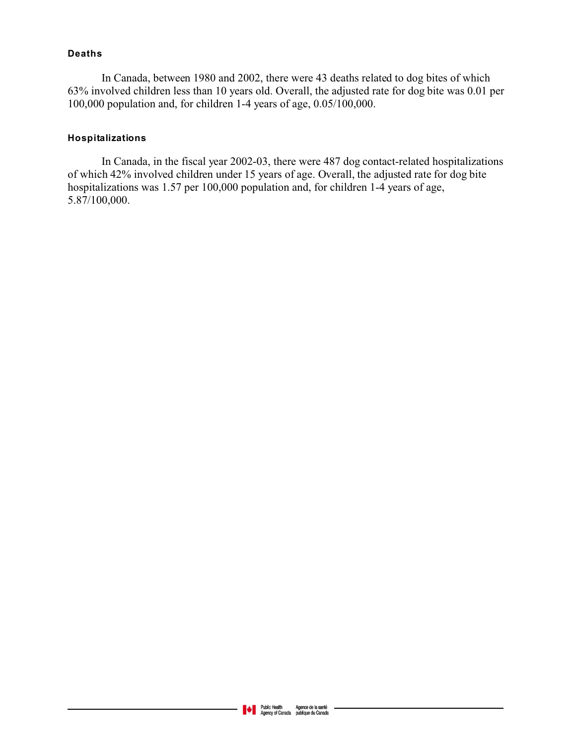#### Deaths

In Canada, between 1980 and 2002, there were 43 deaths related to dog bites of which 63% involved children less than 10 years old. Overall, the adjusted rate for dog bite was 0.01 per 100,000 population and, for children 1-4 years of age, 0.05/100,000.

#### Hospitalizations

In Canada, in the fiscal year 2002-03, there were 487 dog contact-related hospitalizations of which 42% involved children under 15 years of age. Overall, the adjusted rate for dog bite hospitalizations was 1.57 per 100,000 population and, for children 1-4 years of age, 5.87/100,000.